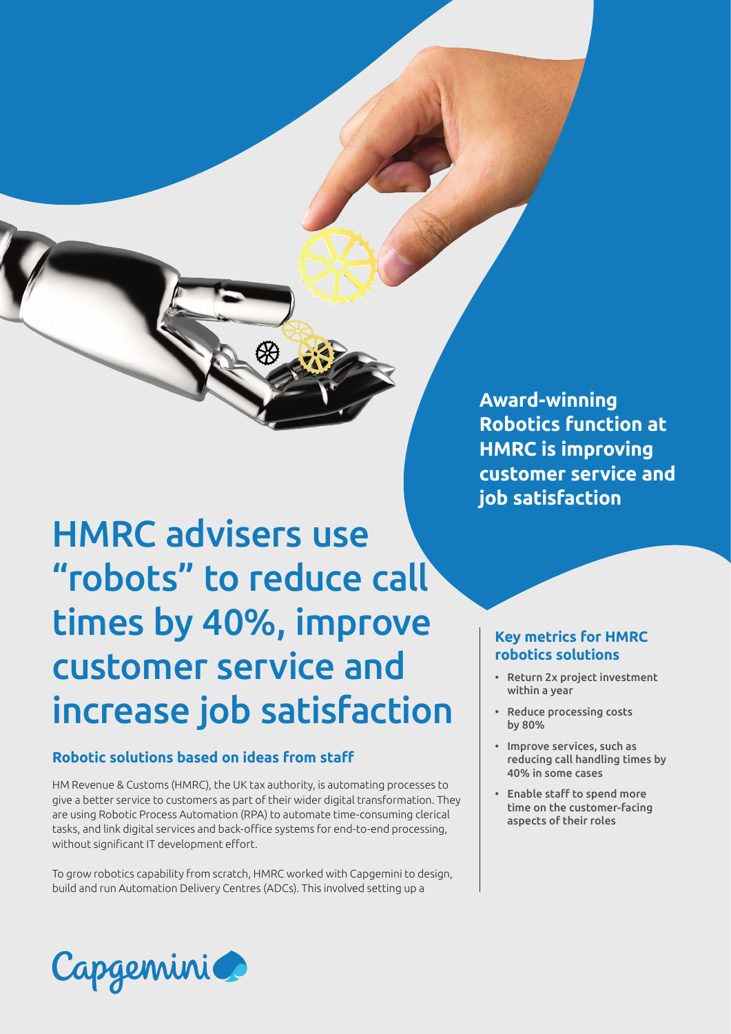**Award-winning Robotics function at HMRC is improving customer service and job satisfaction**

# HMRC advisers use "robots" to reduce call times by 40%, improve customer service and increase job satisfaction

## Robotic solutions based on ideas from staff

HM Revenue & Customs (HMRC), the UK tax authority, is automating processes to give a better service to customers as part of their wider digital transformation. They are using Robotic Process Automation (RPA) to automate time-consuming clerical tasks, and link digital services and back-office systems for end-to-end processing, without significant IT development effort.

To grow robotics capability from scratch, HMRC worked with Capgemini to design, build and run Automation Delivery Centres (ADCs). This involved setting up a

### Key metrics for HMRC robotics solutions

- Return 2x project investment within a year
- Reduce processing costs by 80%
- Improve services, such as reducing call handling times by 40% in some cases
- Enable staff to spend more time on the customer-facing aspects of their roles

Capgemini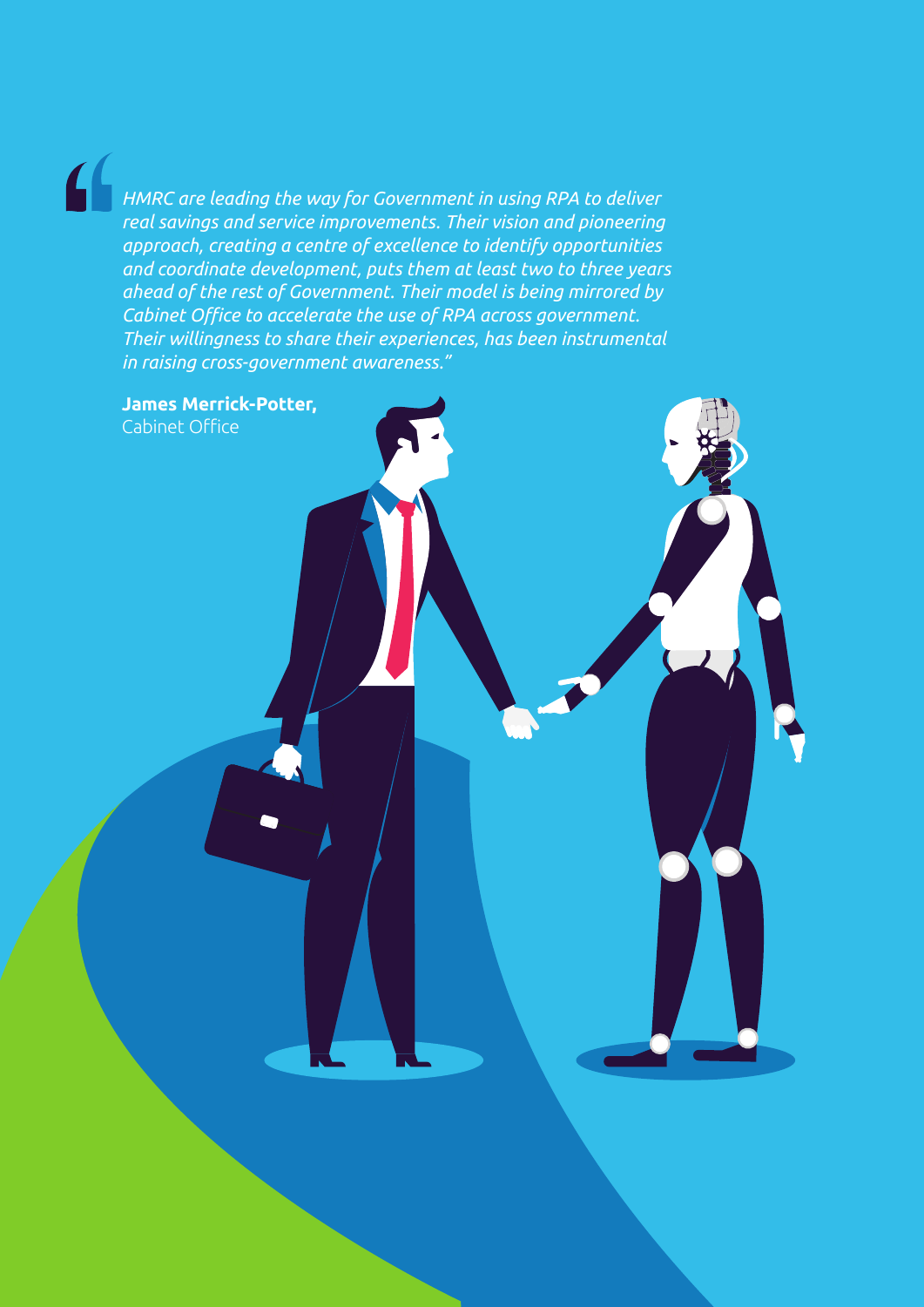> *HMRC are leading the way for Government in using RPA to deliver real savings and service improvements. Their vision and pioneering approach, creating a centre of excellence to identify opportunities and coordinate development, puts them at least two to three years ahead of the rest of Government. Their model is being mirrored by Cabinet Office to accelerate the use of RPA across government. Their willingness to share their experiences, has been instrumental in raising cross-government awareness."*

**James Merrick-Potter,**
Cabinet Office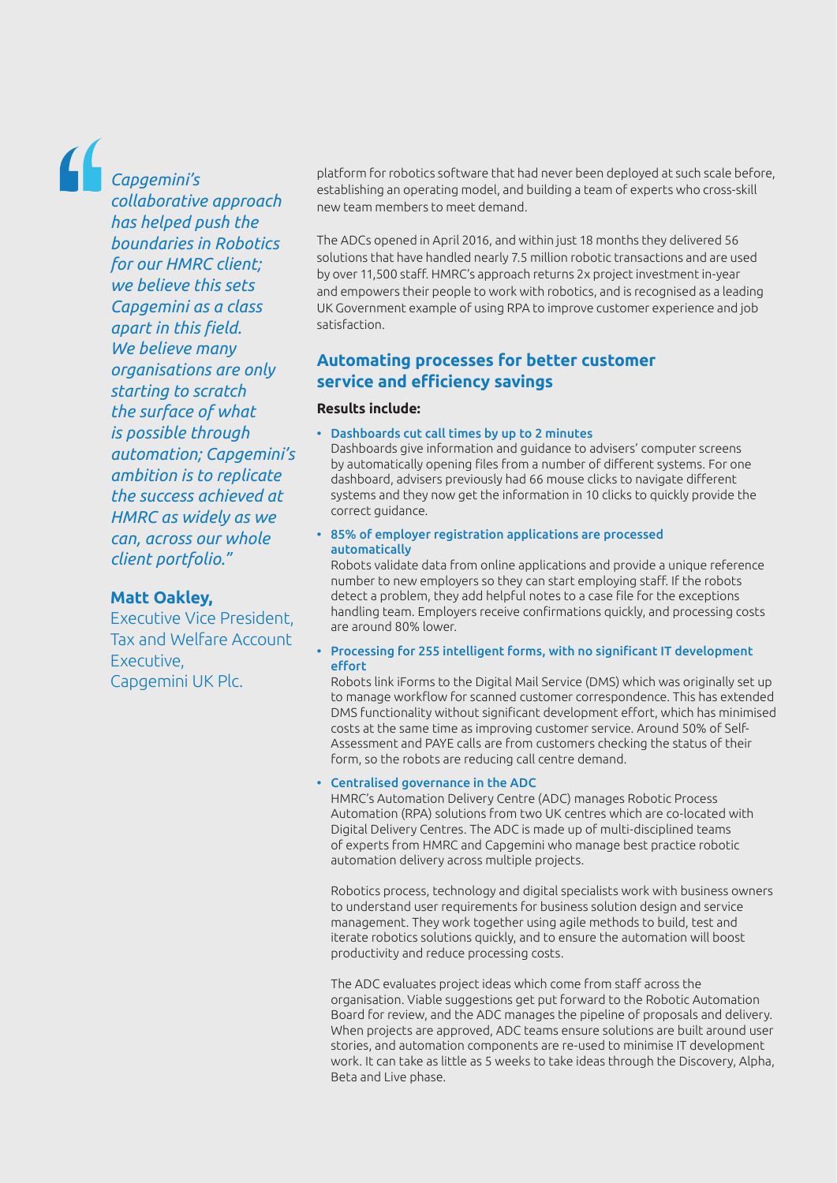> *Capgemini's collaborative approach has helped push the boundaries in Robotics for our HMRC client; we believe this sets Capgemini as a class apart in this field. We believe many organisations are only starting to scratch the surface of what is possible through automation; Capgemini's ambition is to replicate the success achieved at HMRC as widely as we can, across our whole client portfolio."*
>
> **Matt Oakley,**
> Executive Vice President, Tax and Welfare Account Executive, Capgemini UK Plc.

platform for robotics software that had never been deployed at such scale before, establishing an operating model, and building a team of experts who cross-skill new team members to meet demand.

The ADCs opened in April 2016, and within just 18 months they delivered 56 solutions that have handled nearly 7.5 million robotic transactions and are used by over 11,500 staff. HMRC's approach returns 2x project investment in-year and empowers their people to work with robotics, and is recognised as a leading UK Government example of using RPA to improve customer experience and job satisfaction.

## Automating processes for better customer service and efficiency savings

**Results include:**

- **Dashboards cut call times by up to 2 minutes**
  Dashboards give information and guidance to advisers' computer screens by automatically opening files from a number of different systems. For one dashboard, advisers previously had 66 mouse clicks to navigate different systems and they now get the information in 10 clicks to quickly provide the correct guidance.
- **85% of employer registration applications are processed automatically**
  Robots validate data from online applications and provide a unique reference number to new employers so they can start employing staff. If the robots detect a problem, they add helpful notes to a case file for the exceptions handling team. Employers receive confirmations quickly, and processing costs are around 80% lower.
- **Processing for 255 intelligent forms, with no significant IT development effort**
  Robots link iForms to the Digital Mail Service (DMS) which was originally set up to manage workflow for scanned customer correspondence. This has extended DMS functionality without significant development effort, which has minimised costs at the same time as improving customer service. Around 50% of Self-Assessment and PAYE calls are from customers checking the status of their form, so the robots are reducing call centre demand.
- **Centralised governance in the ADC**
  HMRC's Automation Delivery Centre (ADC) manages Robotic Process Automation (RPA) solutions from two UK centres which are co-located with Digital Delivery Centres. The ADC is made up of multi-disciplined teams of experts from HMRC and Capgemini who manage best practice robotic automation delivery across multiple projects.

  Robotics process, technology and digital specialists work with business owners to understand user requirements for business solution design and service management. They work together using agile methods to build, test and iterate robotics solutions quickly, and to ensure the automation will boost productivity and reduce processing costs.

  The ADC evaluates project ideas which come from staff across the organisation. Viable suggestions get put forward to the Robotic Automation Board for review, and the ADC manages the pipeline of proposals and delivery. When projects are approved, ADC teams ensure solutions are built around user stories, and automation components are re-used to minimise IT development work. It can take as little as 5 weeks to take ideas through the Discovery, Alpha, Beta and Live phase.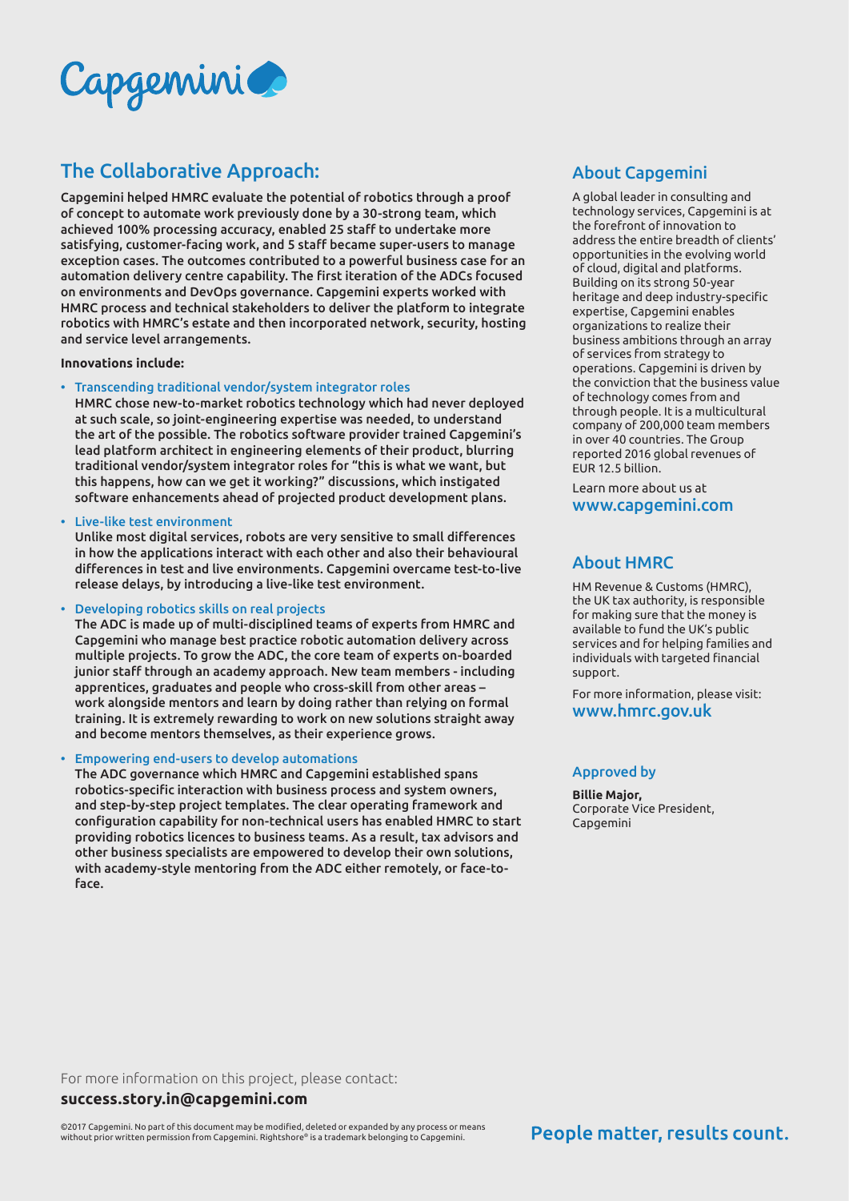Capgemini

## The Collaborative Approach:

Capgemini helped HMRC evaluate the potential of robotics through a proof of concept to automate work previously done by a 30-strong team, which achieved 100% processing accuracy, enabled 25 staff to undertake more satisfying, customer-facing work, and 5 staff became super-users to manage exception cases. The outcomes contributed to a powerful business case for an automation delivery centre capability. The first iteration of the ADCs focused on environments and DevOps governance. Capgemini experts worked with HMRC process and technical stakeholders to deliver the platform to integrate robotics with HMRC's estate and then incorporated network, security, hosting and service level arrangements.

**Innovations include:**

- **Transcending traditional vendor/system integrator roles**
  HMRC chose new-to-market robotics technology which had never deployed at such scale, so joint-engineering expertise was needed, to understand the art of the possible. The robotics software provider trained Capgemini's lead platform architect in engineering elements of their product, blurring traditional vendor/system integrator roles for "this is what we want, but this happens, how can we get it working?" discussions, which instigated software enhancements ahead of projected product development plans.
- **Live-like test environment**
  Unlike most digital services, robots are very sensitive to small differences in how the applications interact with each other and also their behavioural differences in test and live environments. Capgemini overcame test-to-live release delays, by introducing a live-like test environment.
- **Developing robotics skills on real projects**
  The ADC is made up of multi-disciplined teams of experts from HMRC and Capgemini who manage best practice robotic automation delivery across multiple projects. To grow the ADC, the core team of experts on-boarded junior staff through an academy approach. New team members - including apprentices, graduates and people who cross-skill from other areas – work alongside mentors and learn by doing rather than relying on formal training. It is extremely rewarding to work on new solutions straight away and become mentors themselves, as their experience grows.
- **Empowering end-users to develop automations**
  The ADC governance which HMRC and Capgemini established spans robotics-specific interaction with business process and system owners, and step-by-step project templates. The clear operating framework and configuration capability for non-technical users has enabled HMRC to start providing robotics licences to business teams. As a result, tax advisors and other business specialists are empowered to develop their own solutions, with academy-style mentoring from the ADC either remotely, or face-to-face.

## About Capgemini

A global leader in consulting and technology services, Capgemini is at the forefront of innovation to address the entire breadth of clients' opportunities in the evolving world of cloud, digital and platforms. Building on its strong 50-year heritage and deep industry-specific expertise, Capgemini enables organizations to realize their business ambitions through an array of services from strategy to operations. Capgemini is driven by the conviction that the business value of technology comes from and through people. It is a multicultural company of 200,000 team members in over 40 countries. The Group reported 2016 global revenues of EUR 12.5 billion.

Learn more about us at
www.capgemini.com

## About HMRC

HM Revenue & Customs (HMRC), the UK tax authority, is responsible for making sure that the money is available to fund the UK's public services and for helping families and individuals with targeted financial support.

For more information, please visit:
www.hmrc.gov.uk

## Approved by

**Billie Major,**
Corporate Vice President, Capgemini

For more information on this project, please contact:
**success.story.in@capgemini.com**

©2017 Capgemini. No part of this document may be modified, deleted or expanded by any process or means without prior written permission from Capgemini. Rightshore® is a trademark belonging to Capgemini.

People matter, results count.